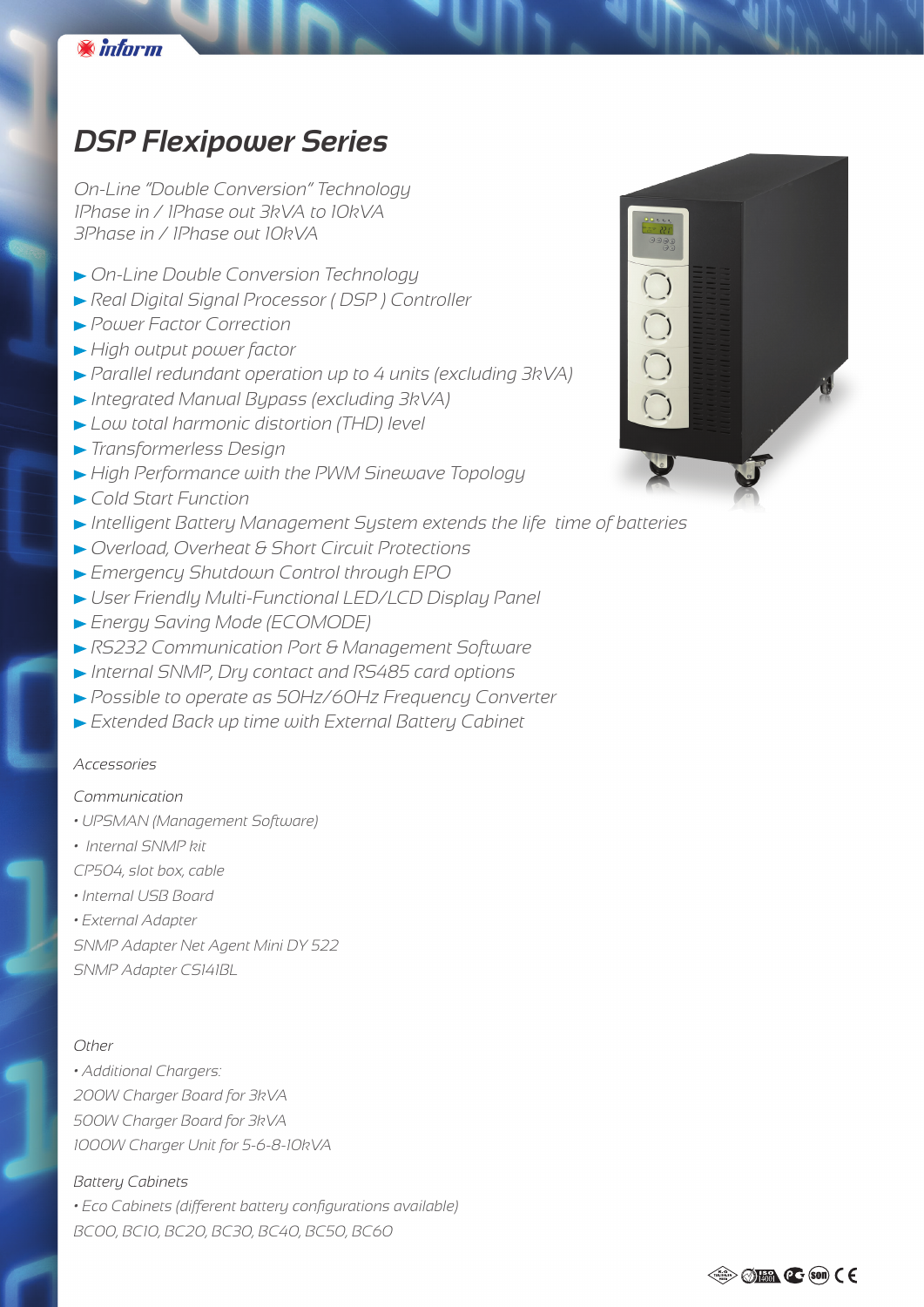# DSP Flexipower Series

*On-Line "Double Conversion" Technology*
*1Phase in / 1Phase out 3kVA to 10kVA*
*3Phase in / 1Phase out 10kVA*

- On-Line Double Conversion Technology
- Real Digital Signal Processor ( DSP ) Controller
- Power Factor Correction
- High output power factor
- Parallel redundant operation up to 4 units (excluding 3kVA)
- Integrated Manual Bypass (excluding 3kVA)
- Low total harmonic distortion (THD) level
- Transformerless Design
- High Performance with the PWM Sinewave Topology
- Cold Start Function
- Intelligent Battery Management System extends the life time of batteries
- Overload, Overheat & Short Circuit Protections
- Emergency Shutdown Control through EPO
- User Friendly Multi-Functional LED/LCD Display Panel
- Energy Saving Mode (ECOMODE)
- RS232 Communication Port & Management Software
- Internal SNMP, Dry contact and RS485 card options
- Possible to operate as 50Hz/60Hz Frequency Converter
- Extended Back up time with External Battery Cabinet

*Accessories*

*Communication*

- UPSMAN (Management Software)
- Internal SNMP kit

CP504, slot box, cable

- Internal USB Board
- External Adapter

SNMP Adapter Net Agent Mini DY 522
SNMP Adapter CS141BL

*Other*

- Additional Chargers:

200W Charger Board for 3kVA
500W Charger Board for 3kVA
1000W Charger Unit for 5-6-8-10kVA

*Battery Cabinets*

- Eco Cabinets (different battery configurations available)

BC00, BC10, BC20, BC30, BC40, BC50, BC60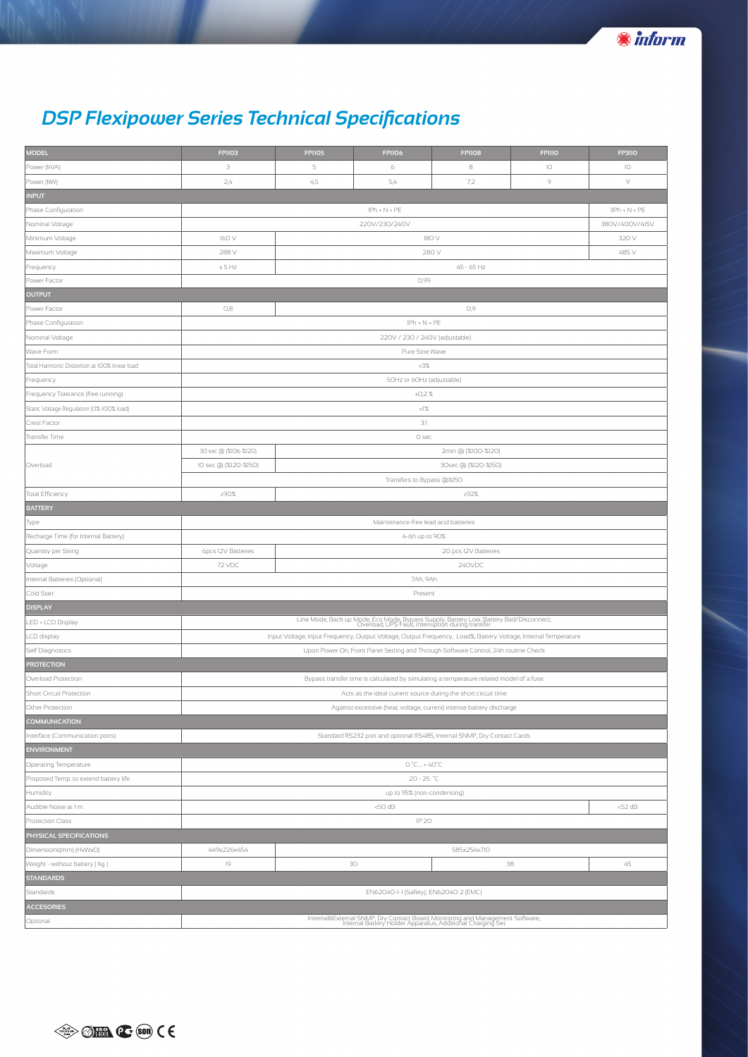# DSP Flexipower Series Technical Specifications

| MODEL | FP1103 | FP1105 | FP1106 | FP1108 | FP1110 | FP3110 |
|---|---|---|---|---|---|---|
| Power (kVA) | 3 | 5 | 6 | 8 | 10 | 10 |
| Power (kW) | 2,4 | 4,5 | 5,4 | 7,2 | 9 | 9 |
| **INPUT** | | | | | | |
| Phase Configuration | 1Ph + N + PE | | | | | 3Ph + N + PE |
| Nominal Voltage | 220V/230/240V | | | | | 380V/400V/415V |
| Minimum Voltage | 160 V | 180 V | | | | 320 V |
| Maximum Voltage | 288 V | 280 V | | | | 485 V |
| Frequency | ± 5 Hz | 45 - 65 Hz | | | | |
| Power Factor | 0,99 | | | | | |
| **OUTPUT** | | | | | | |
| Power Factor | 0,8 | 0,9 | | | | |
| Phase Configuration | 1Ph + N + PE | | | | | |
| Nominal Voltage | 220V / 230 / 240V (adjustable) | | | | | |
| Wave Form | Pure Sine Wave | | | | | |
| Total Harmonic Distortion at 100% linear load | <3% | | | | | |
| Frequency | 50Hz or 60Hz (adjustable) | | | | | |
| Frequency Tolerance (free running) | ±0,2 % | | | | | |
| Static Voltage Regulation (0%-100% load) | <1% | | | | | |
| Crest Factor | 3:1 | | | | | |
| Transfer Time | 0 sec | | | | | |
| Overload | 30 sec @ (%106-%120) | 2min @ (%100-%120) | | | | |
| | 10 sec @ (%120-%150) | 30sec @ (%120-%150) | | | | |
| | Transfers to Bypass @%150 | | | | | |
| Total Efficiency | ≥90% | ≥92% | | | | |
| **BATTERY** | | | | | | |
| Type | Maintenance-free lead acid batteries | | | | | |
| Recharge Time (for Internal Battery) | 4-6h up to 90% | | | | | |
| Quantity per String | 6pcs 12V Batteries | 20 pcs 12V Batteries | | | | |
| Voltage | 72 VDC | 240VDC | | | | |
| Internal Batteries (Optional) | 7Ah, 9Ah | | | | | |
| Cold Start | Present | | | | | |
| **DISPLAY** | | | | | | |
| LED + LCD Display | Line Mode, Back up Mode, Eco Mode, Bypass Supply, Battery Low, Battery Bad/Disconnect, Overload, UPS Fault, Interruption during transfer | | | | | |
| LCD display | Input Voltage, Input Frequency, Output Voltage, Output Frequency, Load%, Battery Voltage, Internal Temperature | | | | | |
| Self Diagnostics | Upon Power On, Front Panel Setting and Through Software Control, 24h routine Check | | | | | |
| **PROTECTION** | | | | | | |
| Overload Protection | Bypass transfer time is calculated by simulating a temperature related model of a fuse | | | | | |
| Short Circuit Protection | Acts as the ideal current source during the short circuit time | | | | | |
| Other Protection | Against excessive (heat, voltage, current) intense battery discharge | | | | | |
| **COMMUNICATION** | | | | | | |
| Interface (Communication ports) | Standard RS232 port and optional RS485, Internal SNMP, Dry Contact Cards | | | | | |
| **ENVIRONMENT** | | | | | | |
| Operating Temperature | 0 °C... + 40°C | | | | | |
| Proposed Temp. to extend battery life | 20 - 25 °C | | | | | |
| Humidity | up to 95% (non-condensing) | | | | | |
| Audible Noise at 1 m | <50 dB | | | | | <52 dB |
| Protection Class | IP 20 | | | | | |
| **PHYSICAL SPECIFICATIONS** | | | | | | |
| Dimensions(mm) (HxWxD) | 449x226x454 | 585x254x710 | | | | |
| Weight - without battery ( kg ) | 19 | 30 | | 38 | | 45 |
| **STANDARDS** | | | | | | |
| Standards | EN62040-1-1 (Safety); EN62040-2 (EMC) | | | | | |
| **ACCESORIES** | | | | | | |
| Optional | Internal&External SNMP, Dry Contact Board, Monitoring and Management Software, Internal Battery Holder Apparatus, Additional Charging Set | | | | | |